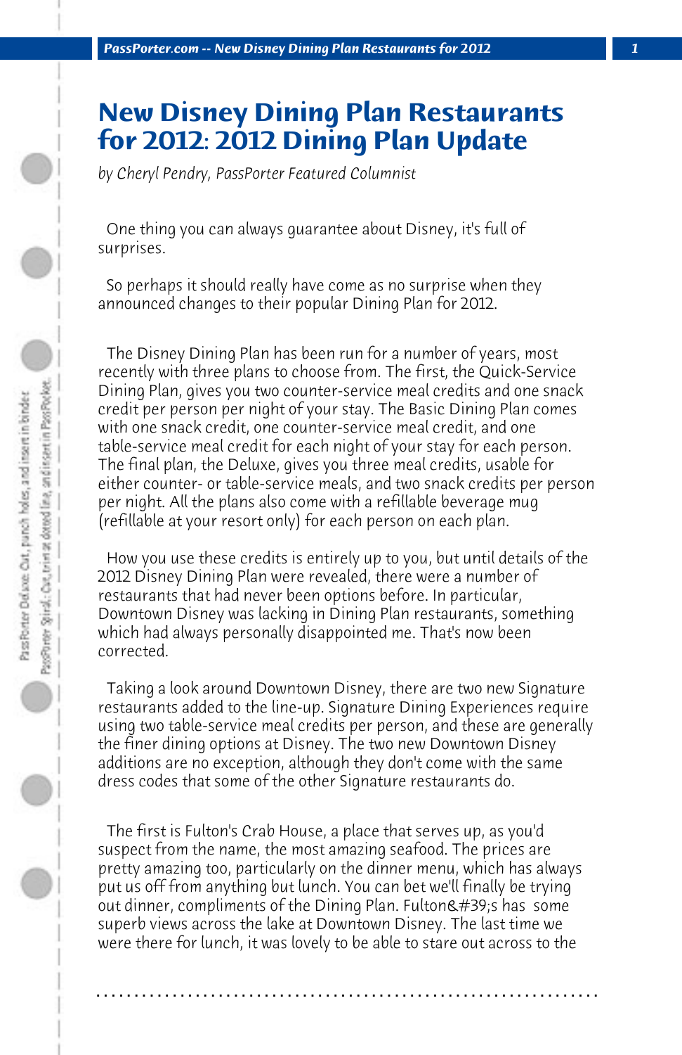# New Disney Dining Plan Restaurants for 2012: 2012 Dining Plan Update

*by Cheryl Pendry, PassPorter Featured Columnist*

One thing you can always guarantee about Disney, it's full of surprises.

So perhaps it should really have come as no surprise when they announced changes to their popular Dining Plan for 2012.

The Disney Dining Plan has been run for a number of years, most recently with three plans to choose from. The first, the Quick-Service Dining Plan, gives you two counter-service meal credits and one snack credit per person per night of your stay. The Basic Dining Plan comes with one snack credit, one counter-service meal credit, and one table-service meal credit for each night of your stay for each person. The final plan, the Deluxe, gives you three meal credits, usable for either counter- or table-service meals, and two snack credits per person per night. All the plans also come with a refillable beverage mug (refillable at your resort only) for each person on each plan.

How you use these credits is entirely up to you, but until details of the 2012 Disney Dining Plan were revealed, there were a number of restaurants that had never been options before. In particular, Downtown Disney was lacking in Dining Plan restaurants, something which had always personally disappointed me. That's now been corrected.

Taking a look around Downtown Disney, there are two new Signature restaurants added to the line-up. Signature Dining Experiences require using two table-service meal credits per person, and these are generally the finer dining options at Disney. The two new Downtown Disney additions are no exception, although they don't come with the same dress codes that some of the other Signature restaurants do.

The first is Fulton's Crab House, a place that serves up, as you'd suspect from the name, the most amazing seafood. The prices are pretty amazing too, particularly on the dinner menu, which has always put us off from anything but lunch. You can bet we'll finally be trying out dinner, compliments of the Dining Plan. Fulton&#39;s has some superb views across the lake at Downtown Disney. The last time we were there for lunch, it was lovely to be able to stare out across to the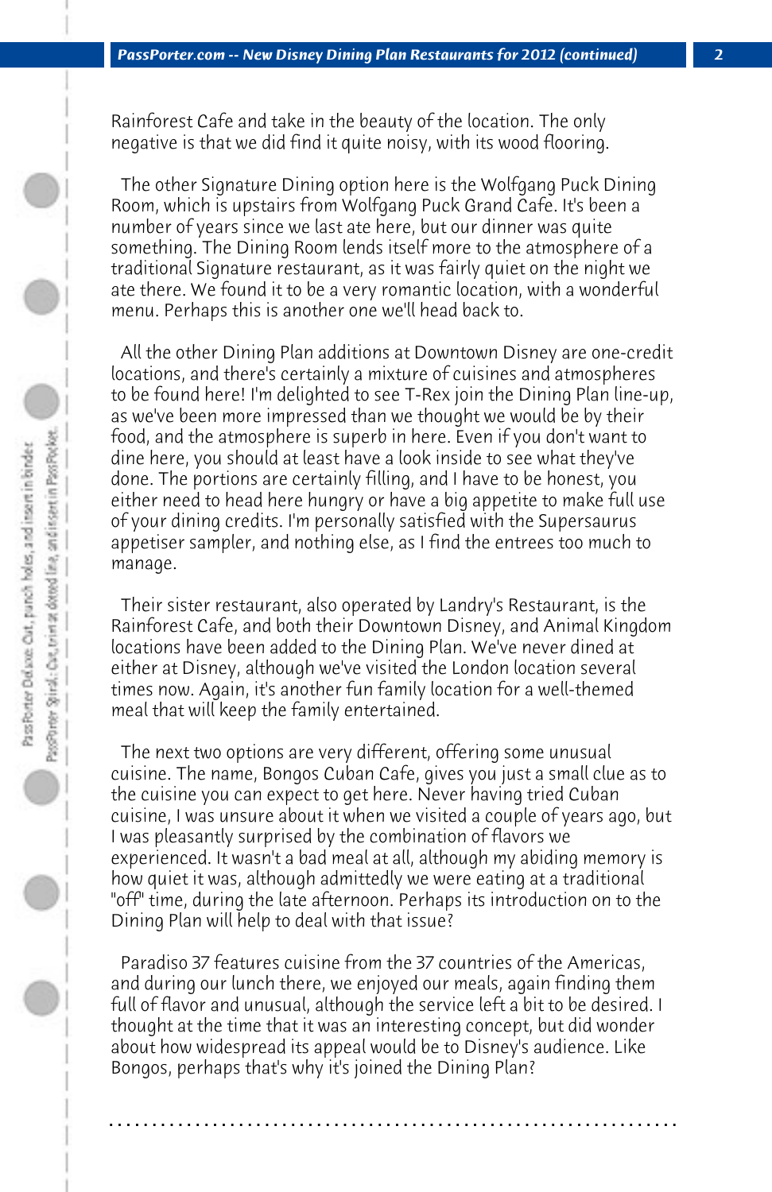Rainforest Cafe and take in the beauty of the location. The only negative is that we did find it quite noisy, with its wood flooring.

The other Signature Dining option here is the Wolfgang Puck Dining Room, which is upstairs from Wolfgang Puck Grand Cafe. It's been a number of years since we last ate here, but our dinner was quite something. The Dining Room lends itself more to the atmosphere of a traditional Signature restaurant, as it was fairly quiet on the night we ate there. We found it to be a very romantic location, with a wonderful menu. Perhaps this is another one we'll head back to.

All the other Dining Plan additions at Downtown Disney are one-credit locations, and there's certainly a mixture of cuisines and atmospheres to be found here! I'm delighted to see T-Rex join the Dining Plan line-up, as we've been more impressed than we thought we would be by their food, and the atmosphere is superb in here. Even if you don't want to dine here, you should at least have a look inside to see what they've done. The portions are certainly filling, and I have to be honest, you either need to head here hungry or have a big appetite to make full use of your dining credits. I'm personally satisfied with the Supersaurus appetiser sampler, and nothing else, as I find the entrees too much to manage.

Their sister restaurant, also operated by Landry's Restaurant, is the Rainforest Cafe, and both their Downtown Disney, and Animal Kingdom locations have been added to the Dining Plan. We've never dined at either at Disney, although we've visited the London location several times now. Again, it's another fun family location for a well-themed meal that will keep the family entertained.

The next two options are very different, offering some unusual cuisine. The name, Bongos Cuban Cafe, gives you just a small clue as to the cuisine you can expect to get here. Never having tried Cuban cuisine, I was unsure about it when we visited a couple of years ago, but I was pleasantly surprised by the combination of flavors we experienced. It wasn't a bad meal at all, although my abiding memory is how quiet it was, although admittedly we were eating at a traditional "off" time, during the late afternoon. Perhaps its introduction on to the Dining Plan will help to deal with that issue?

Paradiso 37 features cuisine from the 37 countries of the Americas, and during our lunch there, we enjoyed our meals, again finding them full of flavor and unusual, although the service left a bit to be desired. I thought at the time that it was an interesting concept, but did wonder about how widespread its appeal would be to Disney's audience. Like Bongos, perhaps that's why it's joined the Dining Plan?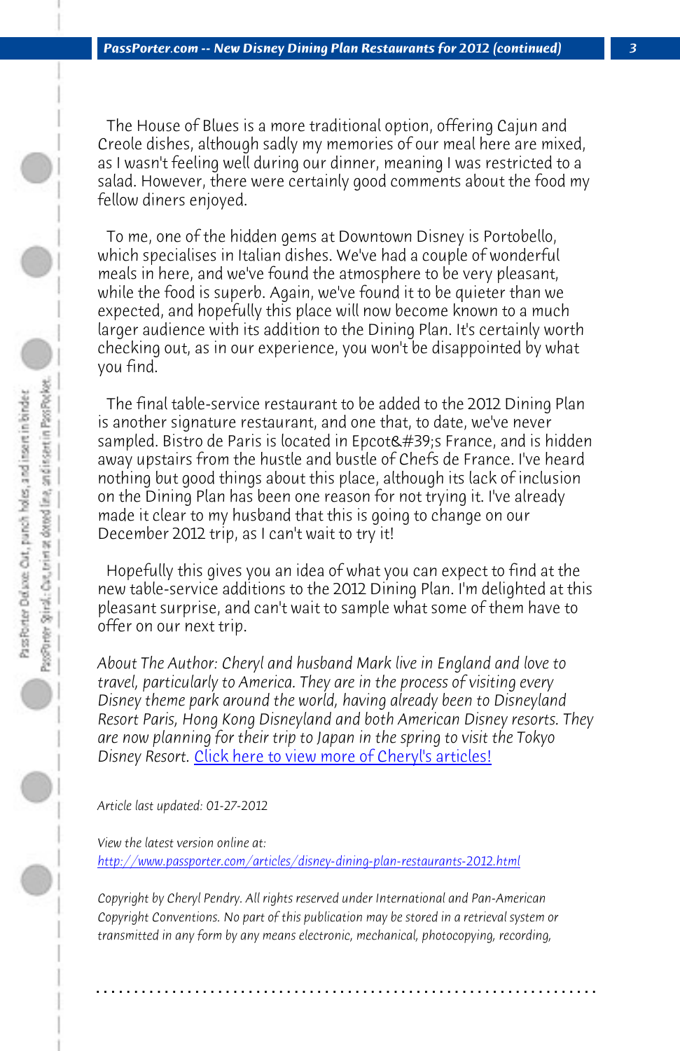The House of Blues is a more traditional option, offering Cajun and Creole dishes, although sadly my memories of our meal here are mixed, as I wasn't feeling well during our dinner, meaning I was restricted to a salad. However, there were certainly good comments about the food my fellow diners enjoyed.

To me, one of the hidden gems at Downtown Disney is Portobello, which specialises in Italian dishes. We've had a couple of wonderful meals in here, and we've found the atmosphere to be very pleasant, while the food is superb. Again, we've found it to be quieter than we expected, and hopefully this place will now become known to a much larger audience with its addition to the Dining Plan. It's certainly worth checking out, as in our experience, you won't be disappointed by what you find.

The final table-service restaurant to be added to the 2012 Dining Plan is another signature restaurant, and one that, to date, we've never sampled. Bistro de Paris is located in Epcot&#39;s France, and is hidden away upstairs from the hustle and bustle of Chefs de France. I've heard nothing but good things about this place, although its lack of inclusion on the Dining Plan has been one reason for not trying it. I've already made it clear to my husband that this is going to change on our December 2012 trip, as I can't wait to try it!

Hopefully this gives you an idea of what you can expect to find at the new table-service additions to the 2012 Dining Plan. I'm delighted at this pleasant surprise, and can't wait to sample what some of them have to offer on our next trip.

*About The Author: Cheryl and husband Mark live in England and love to travel, particularly to America. They are in the process of visiting every Disney theme park around the world, having already been to Disneyland Resort Paris, Hong Kong Disneyland and both American Disney resorts. They are now planning for their trip to Japan in the spring to visit the Tokyo Disney Resort.* Click here to view more of Cheryl's articles!

*Article last updated: 01-27-2012*

*View the latest version online at:*
*http://www.passporter.com/articles/disney-dining-plan-restaurants-2012.html*

*Copyright by Cheryl Pendry. All rights reserved under International and Pan-American Copyright Conventions. No part of this publication may be stored in a retrieval system or transmitted in any form by any means electronic, mechanical, photocopying, recording,*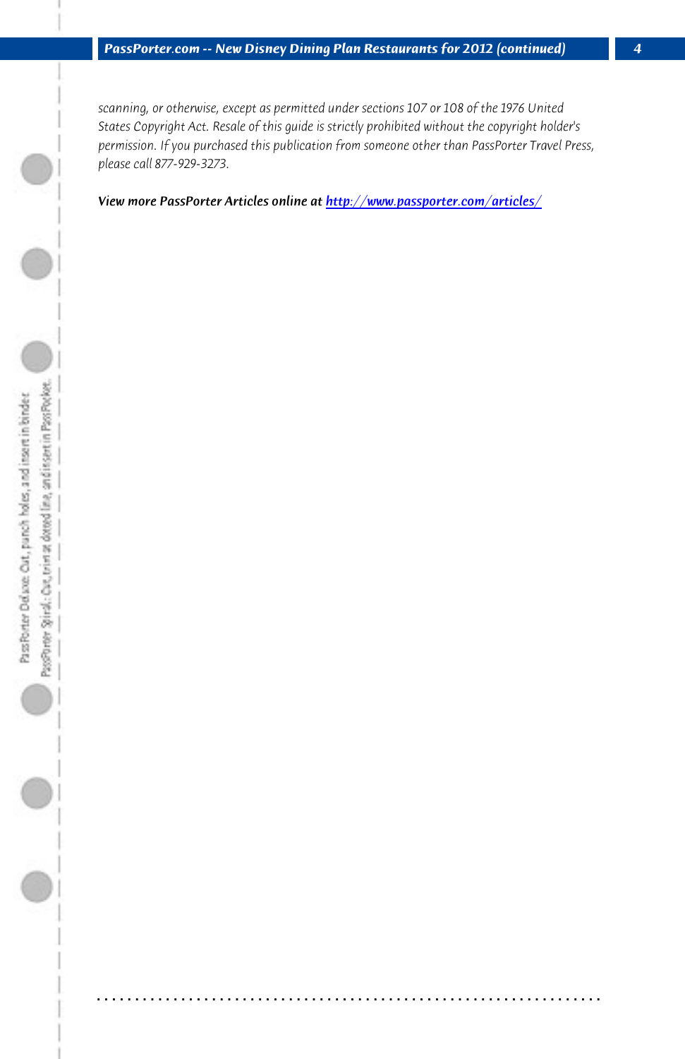*scanning, or otherwise, except as permitted under sections 107 or 108 of the 1976 United States Copyright Act. Resale of this guide is strictly prohibited without the copyright holder's permission. If you purchased this publication from someone other than PassPorter Travel Press, please call 877-929-3273.*

***View more PassPorter Articles online at [http://www.passporter.com/articles/](http://www.passporter.com/articles/)***